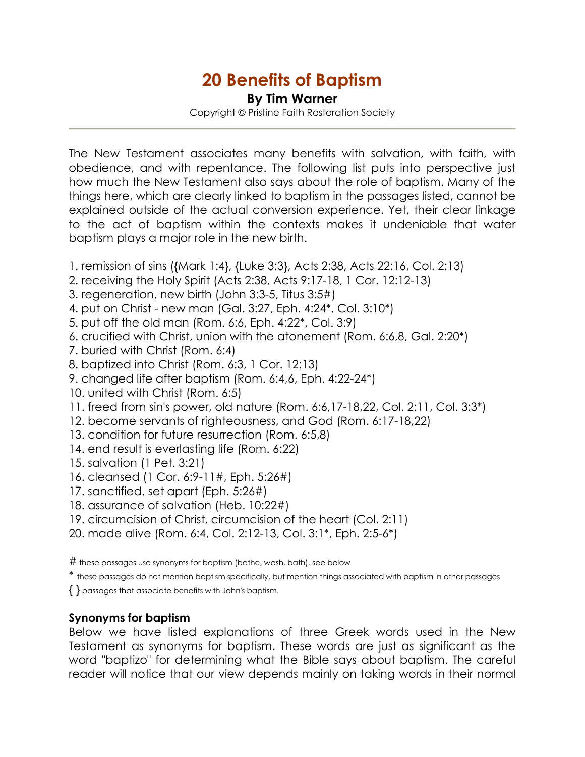# 20 Benefits of Baptism

**By Tim Warner**

Copyright © Pristine Faith Restoration Society

---

The New Testament associates many benefits with salvation, with faith, with obedience, and with repentance. The following list puts into perspective just how much the New Testament also says about the role of baptism. Many of the things here, which are clearly linked to baptism in the passages listed, cannot be explained outside of the actual conversion experience. Yet, their clear linkage to the act of baptism within the contexts makes it undeniable that water baptism plays a major role in the new birth.

1. remission of sins ({Mark 1:4}, {Luke 3:3}, Acts 2:38, Acts 22:16, Col. 2:13)
2. receiving the Holy Spirit (Acts 2:38, Acts 9:17-18, 1 Cor. 12:12-13)
3. regeneration, new birth (John 3:3-5, Titus 3:5#)
4. put on Christ - new man (Gal. 3:27, Eph. 4:24*, Col. 3:10*)
5. put off the old man (Rom. 6:6, Eph. 4:22*, Col. 3:9)
6. crucified with Christ, union with the atonement (Rom. 6:6,8, Gal. 2:20*)
7. buried with Christ (Rom. 6:4)
8. baptized into Christ (Rom. 6:3, 1 Cor. 12:13)
9. changed life after baptism (Rom. 6:4,6, Eph. 4:22-24*)
10. united with Christ (Rom. 6:5)
11. freed from sin's power, old nature (Rom. 6:6,17-18,22, Col. 2:11, Col. 3:3*)
12. become servants of righteousness, and God (Rom. 6:17-18,22)
13. condition for future resurrection (Rom. 6:5,8)
14. end result is everlasting life (Rom. 6:22)
15. salvation (1 Pet. 3:21)
16. cleansed (1 Cor. 6:9-11#, Eph. 5:26#)
17. sanctified, set apart (Eph. 5:26#)
18. assurance of salvation (Heb. 10:22#)
19. circumcision of Christ, circumcision of the heart (Col. 2:11)
20. made alive (Rom. 6:4, Col. 2:12-13, Col. 3:1*, Eph. 2:5-6*)

# these passages use synonyms for baptism (bathe, wash, bath), see below

* these passages do not mention baptism specifically, but mention things associated with baptism in other passages

{ } passages that associate benefits with John's baptism.

**Synonyms for baptism**

Below we have listed explanations of three Greek words used in the New Testament as synonyms for baptism. These words are just as significant as the word "baptizo" for determining what the Bible says about baptism. The careful reader will notice that our view depends mainly on taking words in their normal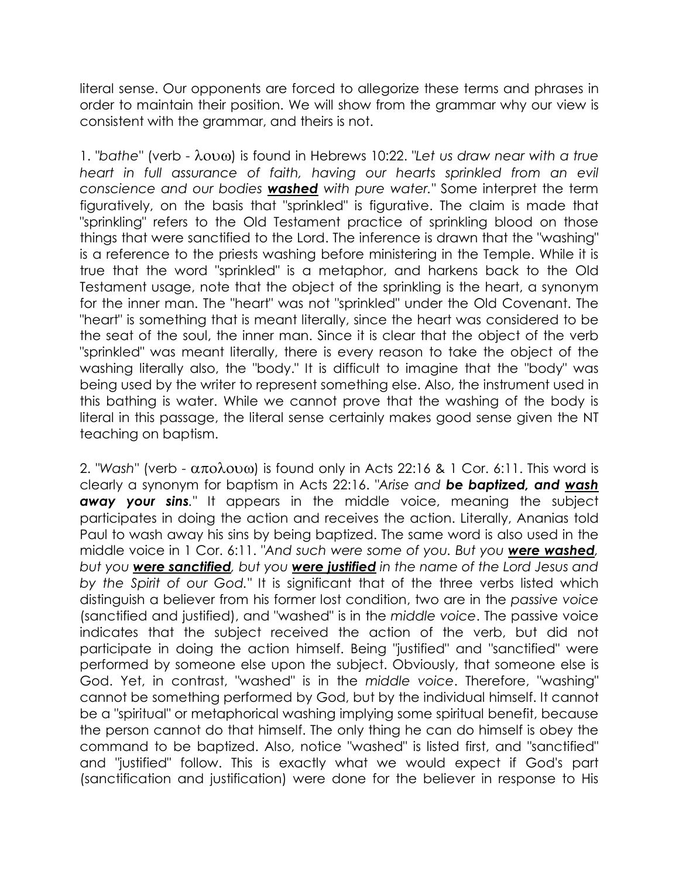literal sense. Our opponents are forced to allegorize these terms and phrases in order to maintain their position. We will show from the grammar why our view is consistent with the grammar, and theirs is not.

1. "*bathe*" (verb - λουω) is found in Hebrews 10:22. "*Let us draw near with a true heart in full assurance of faith, having our hearts sprinkled from an evil conscience and our bodies **washed** with pure water.*" Some interpret the term figuratively, on the basis that "sprinkled" is figurative. The claim is made that "sprinkling" refers to the Old Testament practice of sprinkling blood on those things that were sanctified to the Lord. The inference is drawn that the "washing" is a reference to the priests washing before ministering in the Temple. While it is true that the word "sprinkled" is a metaphor, and harkens back to the Old Testament usage, note that the object of the sprinkling is the heart, a synonym for the inner man. The "heart" was not "sprinkled" under the Old Covenant. The "heart" is something that is meant literally, since the heart was considered to be the seat of the soul, the inner man. Since it is clear that the object of the verb "sprinkled" was meant literally, there is every reason to take the object of the washing literally also, the "body." It is difficult to imagine that the "body" was being used by the writer to represent something else. Also, the instrument used in this bathing is water. While we cannot prove that the washing of the body is literal in this passage, the literal sense certainly makes good sense given the NT teaching on baptism.

2. "*Wash*" (verb - απολουω) is found only in Acts 22:16 & 1 Cor. 6:11. This word is clearly a synonym for baptism in Acts 22:16. "*Arise and **be baptized, and wash away your sins**.*" It appears in the middle voice, meaning the subject participates in doing the action and receives the action. Literally, Ananias told Paul to wash away his sins by being baptized. The same word is also used in the middle voice in 1 Cor. 6:11. "*And such were some of you. But you **were washed**, but you **were sanctified**, but you **were justified** in the name of the Lord Jesus and by the Spirit of our God.*" It is significant that of the three verbs listed which distinguish a believer from his former lost condition, two are in the *passive voice* (sanctified and justified), and "washed" is in the *middle voice*. The passive voice indicates that the subject received the action of the verb, but did not participate in doing the action himself. Being "justified" and "sanctified" were performed by someone else upon the subject. Obviously, that someone else is God. Yet, in contrast, "washed" is in the *middle voice*. Therefore, "washing" cannot be something performed by God, but by the individual himself. It cannot be a "spiritual" or metaphorical washing implying some spiritual benefit, because the person cannot do that himself. The only thing he can do himself is obey the command to be baptized. Also, notice "washed" is listed first, and "sanctified" and "justified" follow. This is exactly what we would expect if God's part (sanctification and justification) were done for the believer in response to His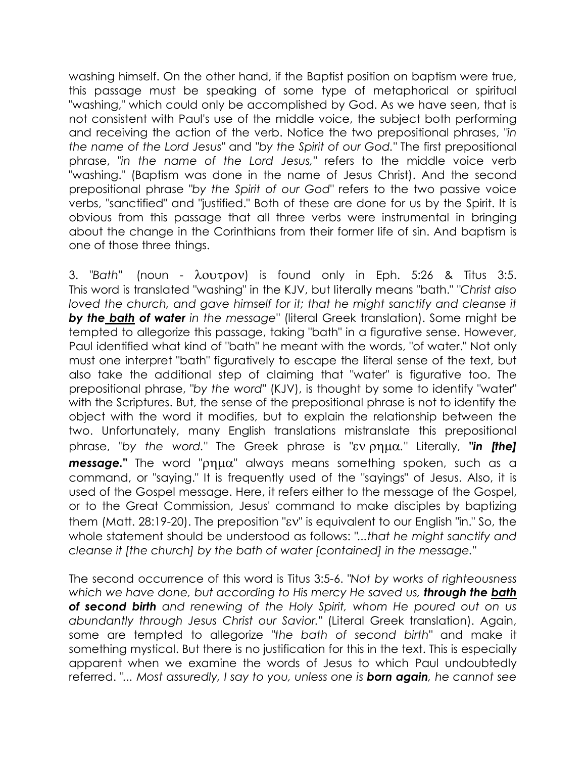washing himself. On the other hand, if the Baptist position on baptism were true, this passage must be speaking of some type of metaphorical or spiritual "washing," which could only be accomplished by God. As we have seen, that is not consistent with Paul's use of the middle voice, the subject both performing and receiving the action of the verb. Notice the two prepositional phrases, *"in the name of the Lord Jesus"* and *"by the Spirit of our God."* The first prepositional phrase, *"in the name of the Lord Jesus,"* refers to the middle voice verb "washing." (Baptism was done in the name of Jesus Christ). And the second prepositional phrase *"by the Spirit of our God"* refers to the two passive voice verbs, "sanctified" and "justified." Both of these are done for us by the Spirit. It is obvious from this passage that all three verbs were instrumental in bringing about the change in the Corinthians from their former life of sin. And baptism is one of those three things.

3. *"Bath"* (noun - λουτρον) is found only in Eph. 5:26 & Titus 3:5. This word is translated "washing" in the KJV, but literally means "bath." *"Christ also loved the church, and gave himself for it; that he might sanctify and cleanse it **by the <u>bath</u> of water** in the message"* (literal Greek translation). Some might be tempted to allegorize this passage, taking "bath" in a figurative sense. However, Paul identified what kind of "bath" he meant with the words, "of water." Not only must one interpret "bath" figuratively to escape the literal sense of the text, but also take the additional step of claiming that "water" is figurative too. The prepositional phrase, *"by the word"* (KJV), is thought by some to identify "water" with the Scriptures. But, the sense of the prepositional phrase is not to identify the object with the word it modifies, but to explain the relationship between the two. Unfortunately, many English translations mistranslate this prepositional phrase, *"by the word."* The Greek phrase is "εν ρημα." Literally, ***"in [the] message."*** The word "ρημα" always means something spoken, such as a command, or "saying." It is frequently used of the "sayings" of Jesus. Also, it is used of the Gospel message. Here, it refers either to the message of the Gospel, or to the Great Commission, Jesus' command to make disciples by baptizing them (Matt. 28:19-20). The preposition "εν" is equivalent to our English "in." So, the whole statement should be understood as follows: *"...that he might sanctify and cleanse it [the church] by the bath of water [contained] in the message."*

The second occurrence of this word is Titus 3:5-6. *"Not by works of righteousness which we have done, but according to His mercy He saved us, **through the <u>bath</u> of second birth** and renewing of the Holy Spirit, whom He poured out on us abundantly through Jesus Christ our Savior."* (Literal Greek translation). Again, some are tempted to allegorize *"the bath of second birth"* and make it something mystical. But there is no justification for this in the text. This is especially apparent when we examine the words of Jesus to which Paul undoubtedly referred. *"... Most assuredly, I say to you, unless one is **born again**, he cannot see*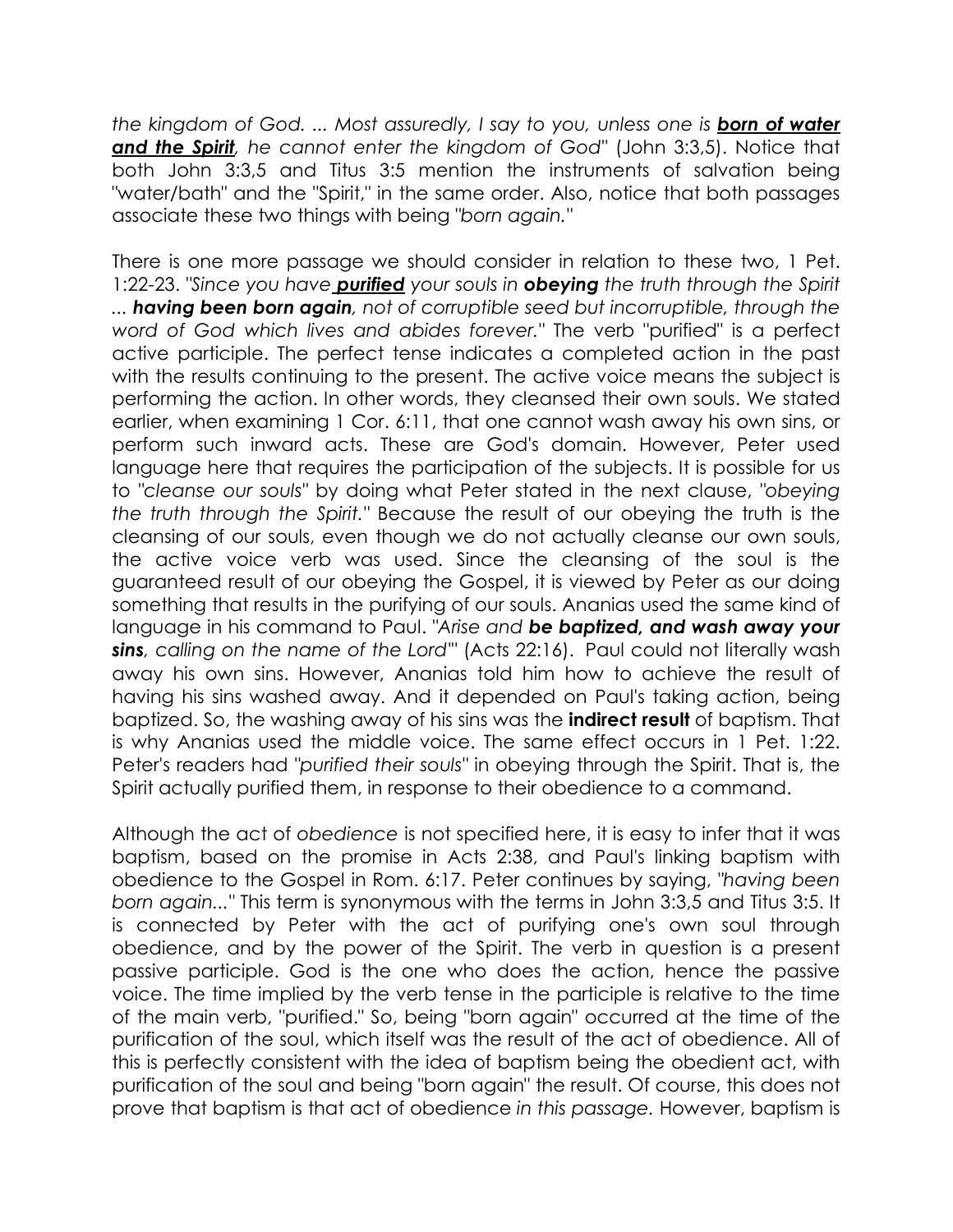*the kingdom of God. ... Most assuredly, I say to you, unless one is **born of water and the Spirit**, he cannot enter the kingdom of God*" (John 3:3,5). Notice that both John 3:3,5 and Titus 3:5 mention the instruments of salvation being "water/bath" and the "Spirit," in the same order. Also, notice that both passages associate these two things with being "*born again.*"

There is one more passage we should consider in relation to these two, 1 Pet. 1:22-23. "*Since you have **purified** your souls in **obeying** the truth through the Spirit ... **having been born again**, not of corruptible seed but incorruptible, through the word of God which lives and abides forever.*" The verb "purified" is a perfect active participle. The perfect tense indicates a completed action in the past with the results continuing to the present. The active voice means the subject is performing the action. In other words, they cleansed their own souls. We stated earlier, when examining 1 Cor. 6:11, that one cannot wash away his own sins, or perform such inward acts. These are God's domain. However, Peter used language here that requires the participation of the subjects. It is possible for us to "*cleanse our souls*" by doing what Peter stated in the next clause, "*obeying the truth through the Spirit.*" Because the result of our obeying the truth is the cleansing of our souls, even though we do not actually cleanse our own souls, the active voice verb was used. Since the cleansing of the soul is the guaranteed result of our obeying the Gospel, it is viewed by Peter as our doing something that results in the purifying of our souls. Ananias used the same kind of language in his command to Paul. "*Arise and **be baptized, and wash away your sins**, calling on the name of the Lord*"' (Acts 22:16). Paul could not literally wash away his own sins. However, Ananias told him how to achieve the result of having his sins washed away. And it depended on Paul's taking action, being baptized. So, the washing away of his sins was the **indirect result** of baptism. That is why Ananias used the middle voice. The same effect occurs in 1 Pet. 1:22. Peter's readers had "*purified their souls*" in obeying through the Spirit. That is, the Spirit actually purified them, in response to their obedience to a command.

Although the act of *obedience* is not specified here, it is easy to infer that it was baptism, based on the promise in Acts 2:38, and Paul's linking baptism with obedience to the Gospel in Rom. 6:17. Peter continues by saying, "*having been born again...*" This term is synonymous with the terms in John 3:3,5 and Titus 3:5. It is connected by Peter with the act of purifying one's own soul through obedience, and by the power of the Spirit. The verb in question is a present passive participle. God is the one who does the action, hence the passive voice. The time implied by the verb tense in the participle is relative to the time of the main verb, "purified." So, being "born again" occurred at the time of the purification of the soul, which itself was the result of the act of obedience. All of this is perfectly consistent with the idea of baptism being the obedient act, with purification of the soul and being "born again" the result. Of course, this does not prove that baptism is that act of obedience *in this passage*. However, baptism is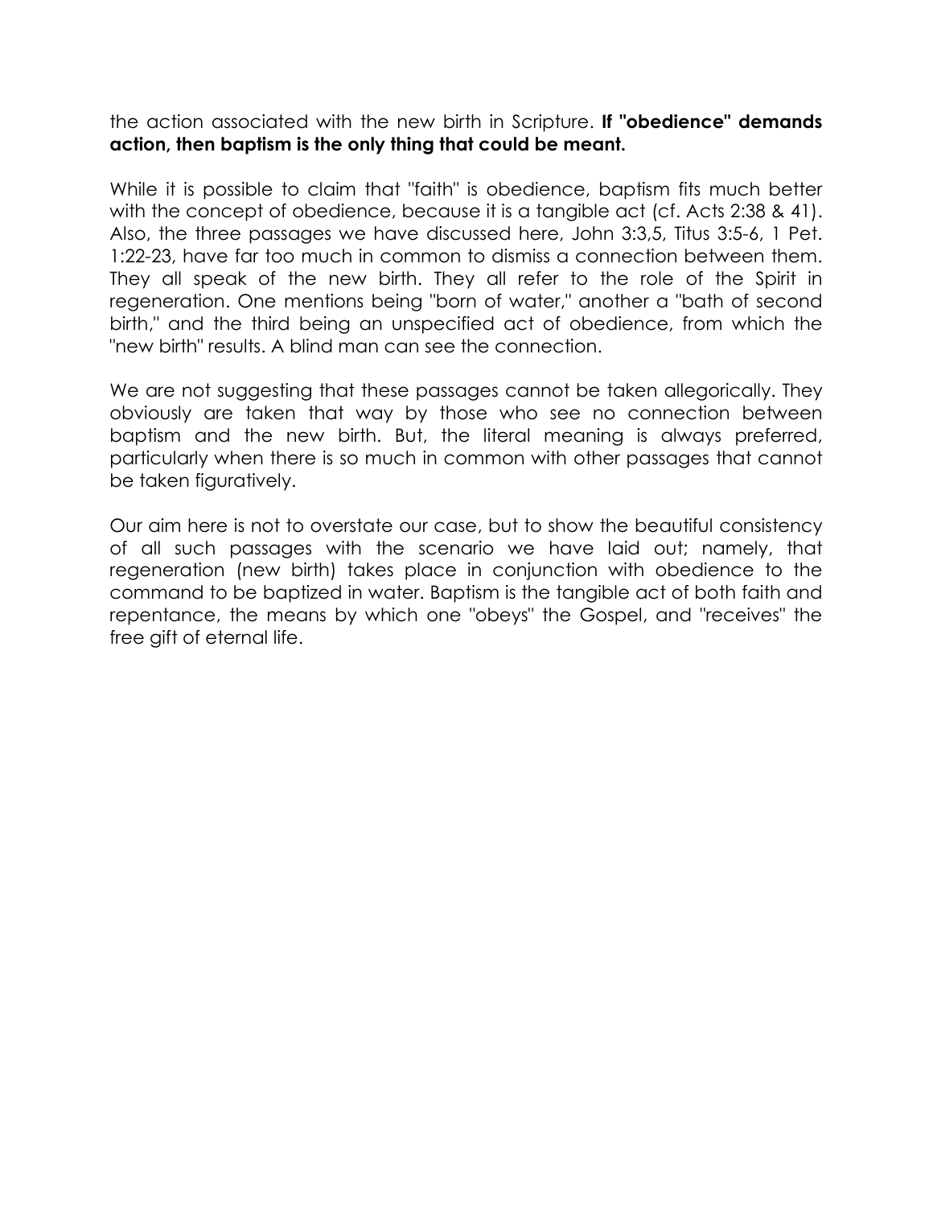the action associated with the new birth in Scripture. **If "obedience" demands action, then baptism is the only thing that could be meant.**

While it is possible to claim that "faith" is obedience, baptism fits much better with the concept of obedience, because it is a tangible act (cf. Acts 2:38 & 41). Also, the three passages we have discussed here, John 3:3,5, Titus 3:5-6, 1 Pet. 1:22-23, have far too much in common to dismiss a connection between them. They all speak of the new birth. They all refer to the role of the Spirit in regeneration. One mentions being "born of water," another a "bath of second birth," and the third being an unspecified act of obedience, from which the "new birth" results. A blind man can see the connection.

We are not suggesting that these passages cannot be taken allegorically. They obviously are taken that way by those who see no connection between baptism and the new birth. But, the literal meaning is always preferred, particularly when there is so much in common with other passages that cannot be taken figuratively.

Our aim here is not to overstate our case, but to show the beautiful consistency of all such passages with the scenario we have laid out; namely, that regeneration (new birth) takes place in conjunction with obedience to the command to be baptized in water. Baptism is the tangible act of both faith and repentance, the means by which one "obeys" the Gospel, and "receives" the free gift of eternal life.